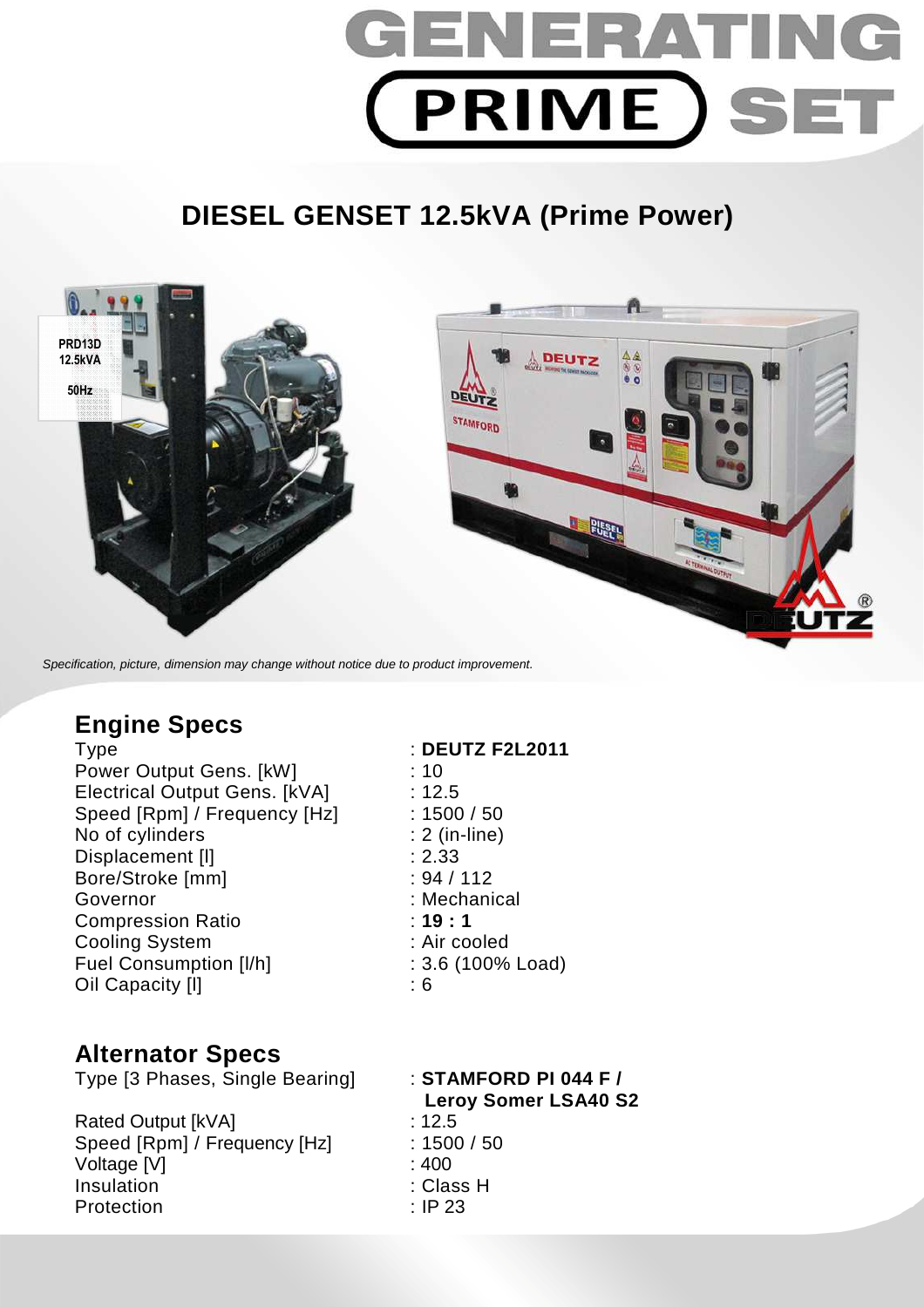# GENERATING PRIME SET

## DIESEL GENSET 12.5kVA (Prime Power)

*Specification, picture, dimension may change without notice due to product improvement.*

### Engine Specs

| | |
|---|---|
| Type | : **DEUTZ F2L2011** |
| Power Output Gens. [kW] | : 10 |
| Electrical Output Gens. [kVA] | : 12.5 |
| Speed [Rpm] / Frequency [Hz] | : 1500 / 50 |
| No of cylinders | : 2 (in-line) |
| Displacement [l] | : 2.33 |
| Bore/Stroke [mm] | : 94 / 112 |
| Governor | : Mechanical |
| Compression Ratio | : **19 : 1** |
| Cooling System | : Air cooled |
| Fuel Consumption [l/h] | : 3.6 (100% Load) |
| Oil Capacity [l] | : 6 |

### Alternator Specs

| | |
|---|---|
| Type [3 Phases, Single Bearing] | : **STAMFORD PI 044 F / Leroy Somer LSA40 S2** |
| Rated Output [kVA] | : 12.5 |
| Speed [Rpm] / Frequency [Hz] | : 1500 / 50 |
| Voltage [V] | : 400 |
| Insulation | : Class H |
| Protection | : IP 23 |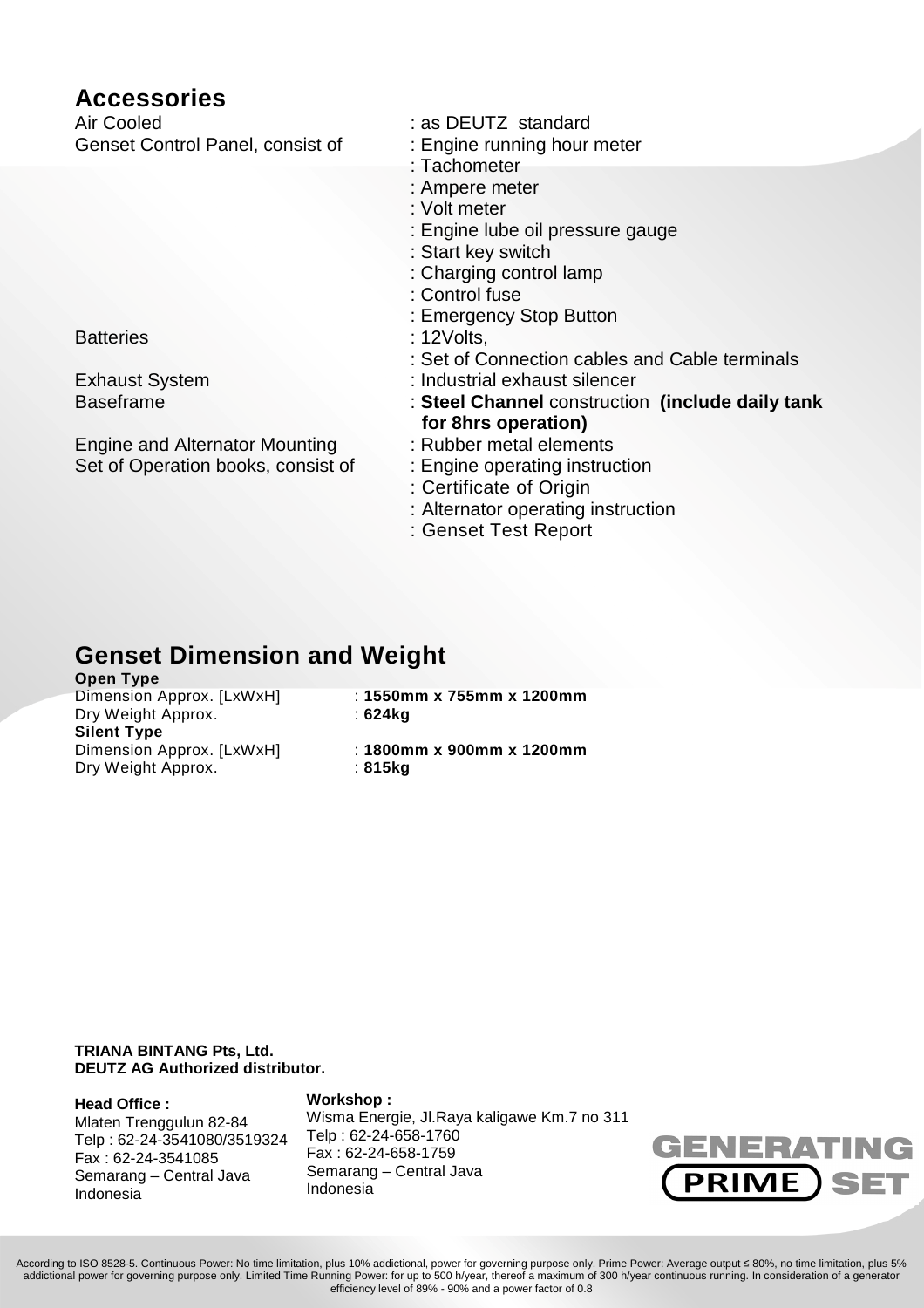## Accessories

| | |
|---|---|
| Air Cooled | : as DEUTZ standard |
| Genset Control Panel, consist of | : Engine running hour meter |
| | : Tachometer |
| | : Ampere meter |
| | : Volt meter |
| | : Engine lube oil pressure gauge |
| | : Start key switch |
| | : Charging control lamp |
| | : Control fuse |
| | : Emergency Stop Button |
| Batteries | : 12Volts, |
| | : Set of Connection cables and Cable terminals |
| Exhaust System | : Industrial exhaust silencer |
| Baseframe | : **Steel Channel** construction **(include daily tank for 8hrs operation)** |
| Engine and Alternator Mounting | : Rubber metal elements |
| Set of Operation books, consist of | : Engine operating instruction |
| | : Certificate of Origin |
| | : Alternator operating instruction |
| | : Genset Test Report |

## Genset Dimension and Weight

**Open Type**

| | |
|---|---|
| Dimension Approx. [LxWxH] | : **1550mm x 755mm x 1200mm** |
| Dry Weight Approx. | : **624kg** |

**Silent Type**

| | |
|---|---|
| Dimension Approx. [LxWxH] | : **1800mm x 900mm x 1200mm** |
| Dry Weight Approx. | : **815kg** |

**TRIANA BINTANG Pts, Ltd.**
**DEUTZ AG Authorized distributor.**

**Head Office :**
Mlaten Trenggulun 82-84
Telp : 62-24-3541080/3519324
Fax : 62-24-3541085
Semarang – Central Java
Indonesia

**Workshop :**
Wisma Energie, Jl.Raya kaligawe Km.7 no 311
Telp : 62-24-658-1760
Fax : 62-24-658-1759
Semarang – Central Java
Indonesia

GENERATING PRIME SET

According to ISO 8528-5. Continuous Power: No time limitation, plus 10% addictional, power for governing purpose only. Prime Power: Average output ≤ 80%, no time limitation, plus 5% addictional power for governing purpose only. Limited Time Running Power: for up to 500 h/year, thereof a maximum of 300 h/year continuous running. In consideration of a generator efficiency level of 89% - 90% and a power factor of 0.8